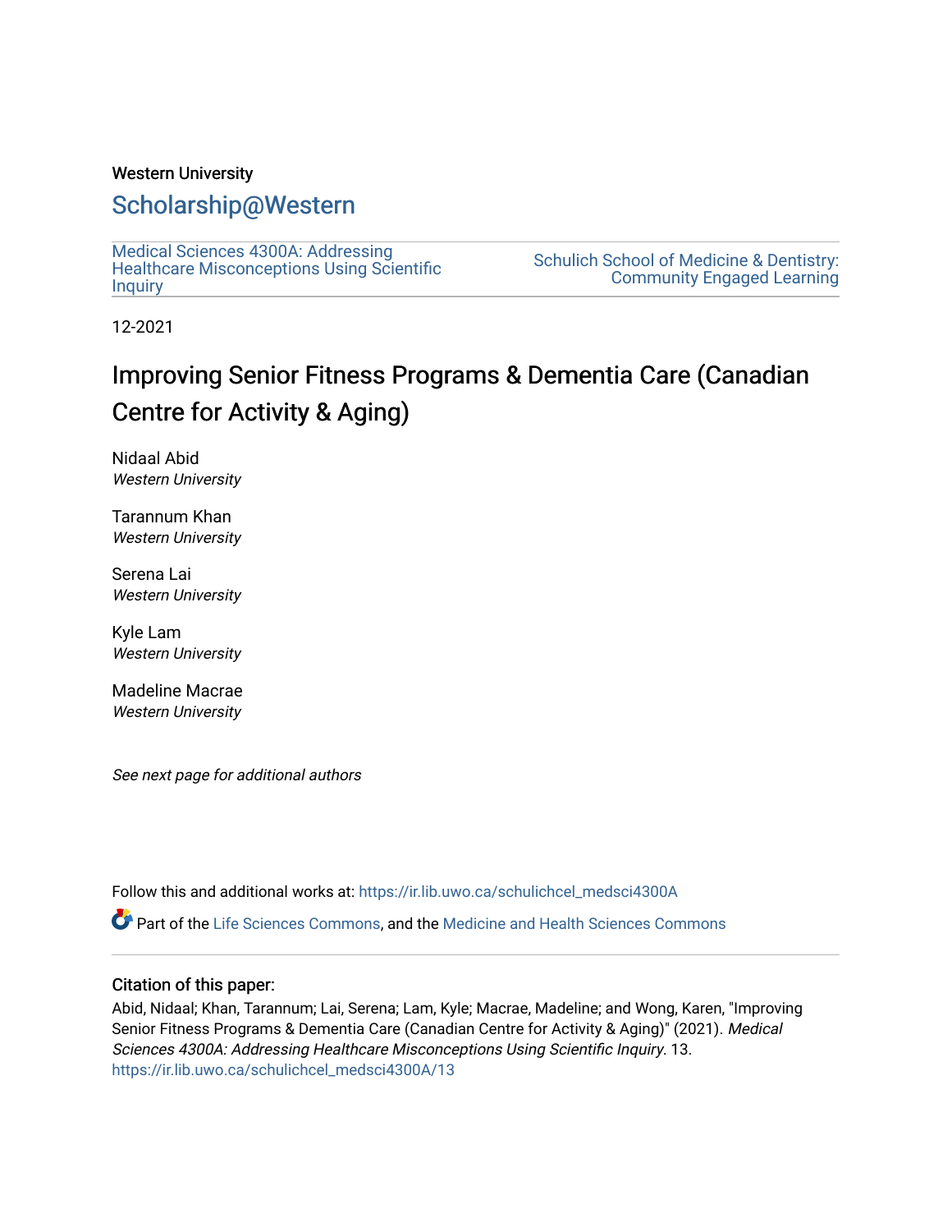Western University

# Scholarship@Western

Medical Sciences 4300A: Addressing Healthcare Misconceptions Using Scientific Inquiry

Schulich School of Medicine & Dentistry: Community Engaged Learning

12-2021

# Improving Senior Fitness Programs & Dementia Care (Canadian Centre for Activity & Aging)

Nidaal Abid
*Western University*

Tarannum Khan
*Western University*

Serena Lai
*Western University*

Kyle Lam
*Western University*

Madeline Macrae
*Western University*

*See next page for additional authors*

Follow this and additional works at: https://ir.lib.uwo.ca/schulichcel_medsci4300A

Part of the Life Sciences Commons, and the Medicine and Health Sciences Commons

---

### Citation of this paper:

Abid, Nidaal; Khan, Tarannum; Lai, Serena; Lam, Kyle; Macrae, Madeline; and Wong, Karen, "Improving Senior Fitness Programs & Dementia Care (Canadian Centre for Activity & Aging)" (2021). *Medical Sciences 4300A: Addressing Healthcare Misconceptions Using Scientific Inquiry*. 13.
https://ir.lib.uwo.ca/schulichcel_medsci4300A/13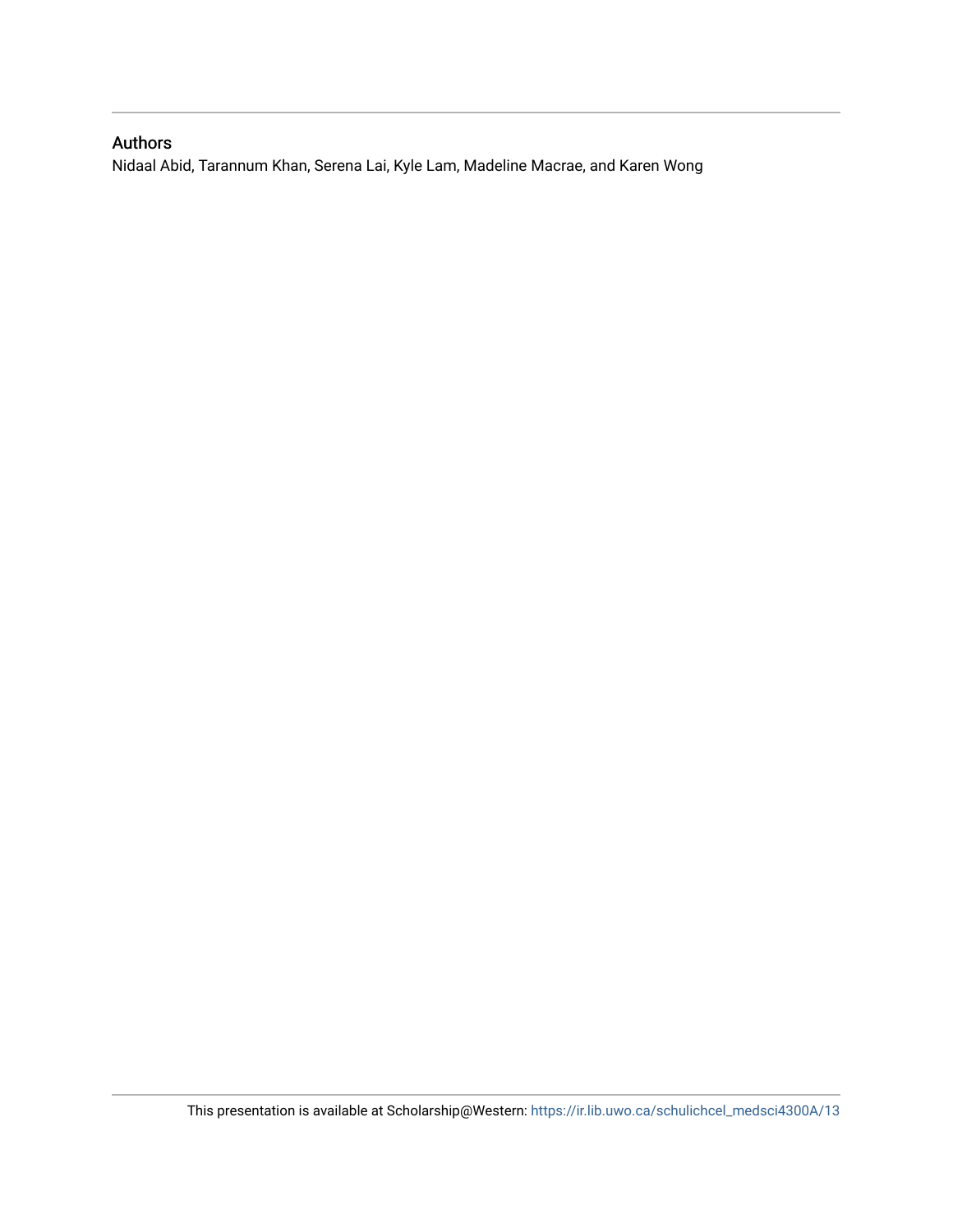## Authors

Nidaal Abid, Tarannum Khan, Serena Lai, Kyle Lam, Madeline Macrae, and Karen Wong

This presentation is available at Scholarship@Western: https://ir.lib.uwo.ca/schulichcel_medsci4300A/13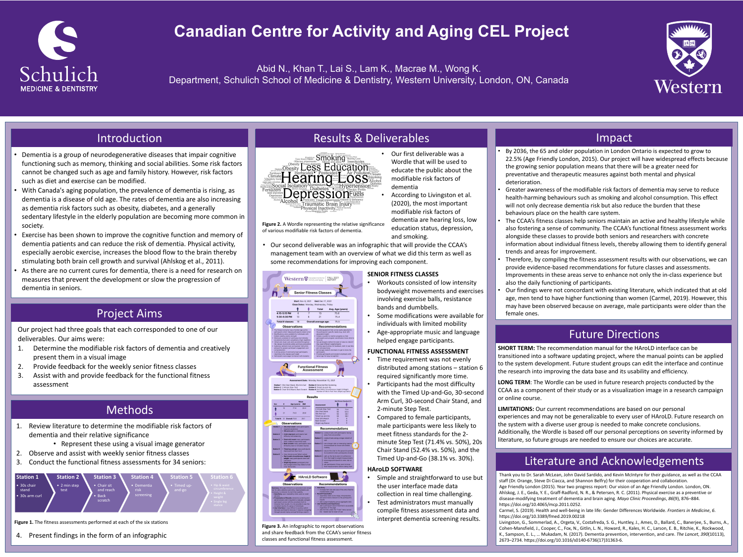# Canadian Centre for Activity and Aging CEL Project

Abid N., Khan T., Lai S., Lam K., Macrae M., Wong K.
Department, Schulich School of Medicine & Dentistry, Western University, London, ON, Canada

## Introduction

- Dementia is a group of neurodegenerative diseases that impair cognitive functioning such as memory, thinking and social abilities. Some risk factors cannot be changed such as age and family history. However, risk factors such as diet and exercise can be modified.
- With Canada's aging population, the prevalence of dementia is rising, as dementia is a disease of old age. The rates of dementia are also increasing as dementia risk factors such as obesity, diabetes, and a generally sedentary lifestyle in the elderly population are becoming more common in society.
- Exercise has been shown to improve the cognitive function and memory of dementia patients and can reduce the risk of dementia. Physical activity, especially aerobic exercise, increases the blood flow to the brain thereby stimulating both brain cell growth and survival (Ahlskog et al., 2011).
- As there are no current cures for dementia, there is a need for research on measures that prevent the development or slow the progression of dementia in seniors.

## Project Aims

Our project had three goals that each corresponded to one of our deliverables. Our aims were:

1. Determine the modifiable risk factors of dementia and creatively present them in a visual image
2. Provide feedback for the weekly senior fitness classes
3. Assist with and provide feedback for the functional fitness assessment

## Methods

1. Review literature to determine the modifiable risk factors of dementia and their relative significance
   - Represent these using a visual image generator
2. Observe and assist with weekly senior fitness classes
3. Conduct the functional fitness assessments for 34 seniors:

Station 1: 30s chair stand; 30s arm curl
Station 2: 2 min step test
Station 3: Chair sit and reach; Back scratch
Station 4: Dementia risk screening
Station 5: Timed up-and-go
Station 6: Hip & waist circumference; Height & weight; Single leg stance

Figure 1. The fitness assessments performed at each of the six stations

4. Present findings in the form of an infographic

## Results & Deliverables

Figure 2. A Wordle representing the relative significance of various modifiable risk factors of dementia.

- Our first deliverable was a Wordle that will be used to educate the public about the modifiable risk factors of dementia
- According to Livingston et al. (2020), the most important modifiable risk factors of dementia are hearing loss, low education status, depression, and smoking.
- Our second deliverable was an infographic that will provide the CCAA's management team with an overview of what we did this term as well as some recommendations for improving each component.

Figure 3. An infographic to report observations and share feedback from the CCAA's senior fitness classes and functional fitness assessment.

### SENIOR FITNESS CLASSES

- Workouts consisted of low intensity bodyweight movements and exercises involving exercise balls, resistance bands and dumbbells.
- Some modifications were available for individuals with limited mobility
- Age-appropriate music and language helped engage participants.

### FUNCTIONAL FITNESS ASSESSMENT

- Time requirement was not evenly distributed among stations – station 6 required significantly more time.
- Participants had the most difficulty with the Timed Up-and-Go, 30-second Arm Curl, 30-second Chair Stand, and 2-minute Step Test.
- Compared to female participants, male participants were less likely to meet fitness standards for the 2-minute Step Test (71.4% vs. 50%), 20s Chair Stand (52.4% vs. 50%), and the Timed Up-and-Go (38.1% vs. 30%).

### HAroLD SOFTWARE

- Simple and straightforward to use but the user interface made data collection in real time challenging.
- Test administrators must manually compile fitness assessment data and interpret dementia screening results.

## Impact

- By 2036, the 65 and older population in London Ontario is expected to grow to 22.5% (Age Friendly London, 2015). Our project will have widespread effects because the growing senior population means that there will be a greater need for preventative and therapeutic measures against both mental and physical deterioration.
- Greater awareness of the modifiable risk factors of dementia may serve to reduce health-harming behaviours such as smoking and alcohol consumption. This effect will not only decrease dementia risk but also reduce the burden that these behaviours place on the health care system.
- The CCAA's fitness classes help seniors maintain an active and healthy lifestyle while also fostering a sense of community. The CCAA's functional fitness assessment works alongside these classes to provide both seniors and researchers with concrete information about individual fitness levels, thereby allowing them to identify general trends and areas for improvement.
- Therefore, by compiling the fitness assessment results with our observations, we can provide evidence-based recommendations for future classes and assessments. Improvements in these areas serve to enhance not only the in-class experience but also the daily functioning of participants.
- Our findings were not concordant with existing literature, which indicated that at old age, men tend to have higher functioning than women (Carmel, 2019). However, this may have been observed because on average, male participants were older than the female ones.

## Future Directions

**SHORT TERM:** The recommendation manual for the HAroLD interface can be transitioned into a software updating project, where the manual points can be applied to the system development. Future student groups can edit the interface and continue the research into improving the data base and its usability and efficiency.

**LONG TERM**: The Wordle can be used in future research projects conducted by the CCAA as a component of their study or as a visualization image in a research campaign or online course.

**LIMITATIONS:** Our current recommendations are based on our personal experiences and may not be generalizable to every user of HAroLD. Future research on the system with a diverse user group is needed to make concrete conclusions. Additionally, the Wordle is based off our personal perceptions on severity informed by literature, so future groups are needed to ensure our choices are accurate.

## Literature and Acknowledgements

Thank you to Dr. Sarah McLean, John David Sardido, and Kevin McIntyre for their guidance, as well as the CCAA staff (Dr. Orange, Steve Di Ciacca, and Shannon Belfry) for their cooperation and collaboration.

Age Friendly London (2015). Year two progress report: Our vision of an Age Friendly London. London, ON.

Ahlskog, J. E., Geda, Y. E., Graff-Radford, N. R., & Petersen, R. C. (2011). Physical exercise as a preventive or disease-modifying treatment of dementia and brain aging. *Mayo Clinic Proceedings*, *86*(9), 876–884. https://doi.org/10.4065/mcp.2011.0252.

Carmel, S. (2019). Health and well-being in late life: Gender Differences Worldwide. *Frontiers in Medicine*, *6*. https://doi.org/10.3389/fmed.2019.00218

Livingston, G., Sommerlad, A., Orgeta, V., Costafreda, S. G., Huntley, J., Ames, D., Ballard, C., Banerjee, S., Burns, A., Cohen-Mansfield, J., Cooper, C., Fox, N., Gitlin, L. N., Howard, R., Kales, H. C., Larson, E. B., Ritchie, K., Rockwood, K., Sampson, E. L., … Mukadam, N. (2017). Dementia prevention, intervention, and care. *The Lancet*, *390*(10113), 2673–2734. https://doi.org/10.1016/s0140-6736(17)31363-6.